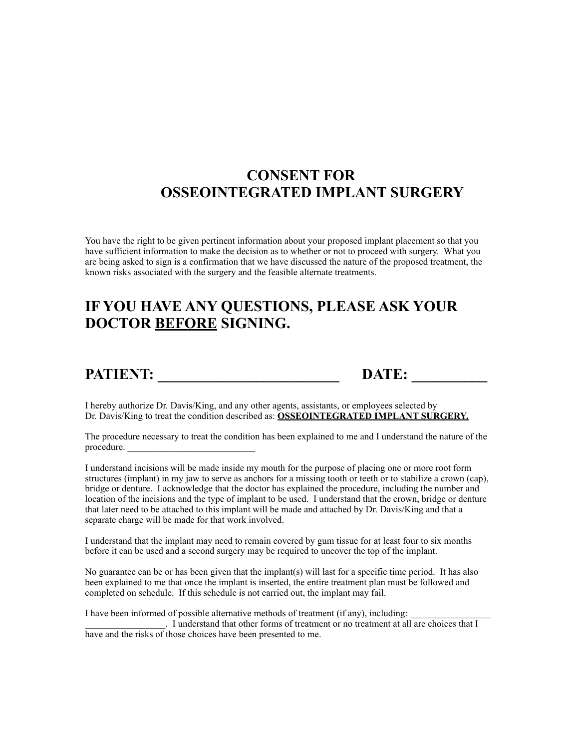# CONSENT FOR OSSEOINTEGRATED IMPLANT SURGERY

You have the right to be given pertinent information about your proposed implant placement so that you have sufficient information to make the decision as to whether or not to proceed with surgery. What you are being asked to sign is a confirmation that we have discussed the nature of the proposed treatment, the known risks associated with the surgery and the feasible alternate treatments.

## IF YOU HAVE ANY QUESTIONS, PLEASE ASK YOUR DOCTOR <u>BEFORE</u> SIGNING.

## PATIENT: ________________________ DATE: __________

I hereby authorize Dr. Davis/King, and any other agents, assistants, or employees selected by Dr. Davis/King to treat the condition described as: **<u>OSSEOINTEGRATED IMPLANT SURGERY.</u>**

The procedure necessary to treat the condition has been explained to me and I understand the nature of the procedure. ___________________________

I understand incisions will be made inside my mouth for the purpose of placing one or more root form structures (implant) in my jaw to serve as anchors for a missing tooth or teeth or to stabilize a crown (cap), bridge or denture. I acknowledge that the doctor has explained the procedure, including the number and location of the incisions and the type of implant to be used. I understand that the crown, bridge or denture that later need to be attached to this implant will be made and attached by Dr. Davis/King and that a separate charge will be made for that work involved.

I understand that the implant may need to remain covered by gum tissue for at least four to six months before it can be used and a second surgery may be required to uncover the top of the implant.

No guarantee can be or has been given that the implant(s) will last for a specific time period. It has also been explained to me that once the implant is inserted, the entire treatment plan must be followed and completed on schedule. If this schedule is not carried out, the implant may fail.

I have been informed of possible alternative methods of treatment (if any), including: _________________ _________________. I understand that other forms of treatment or no treatment at all are choices that I have and the risks of those choices have been presented to me.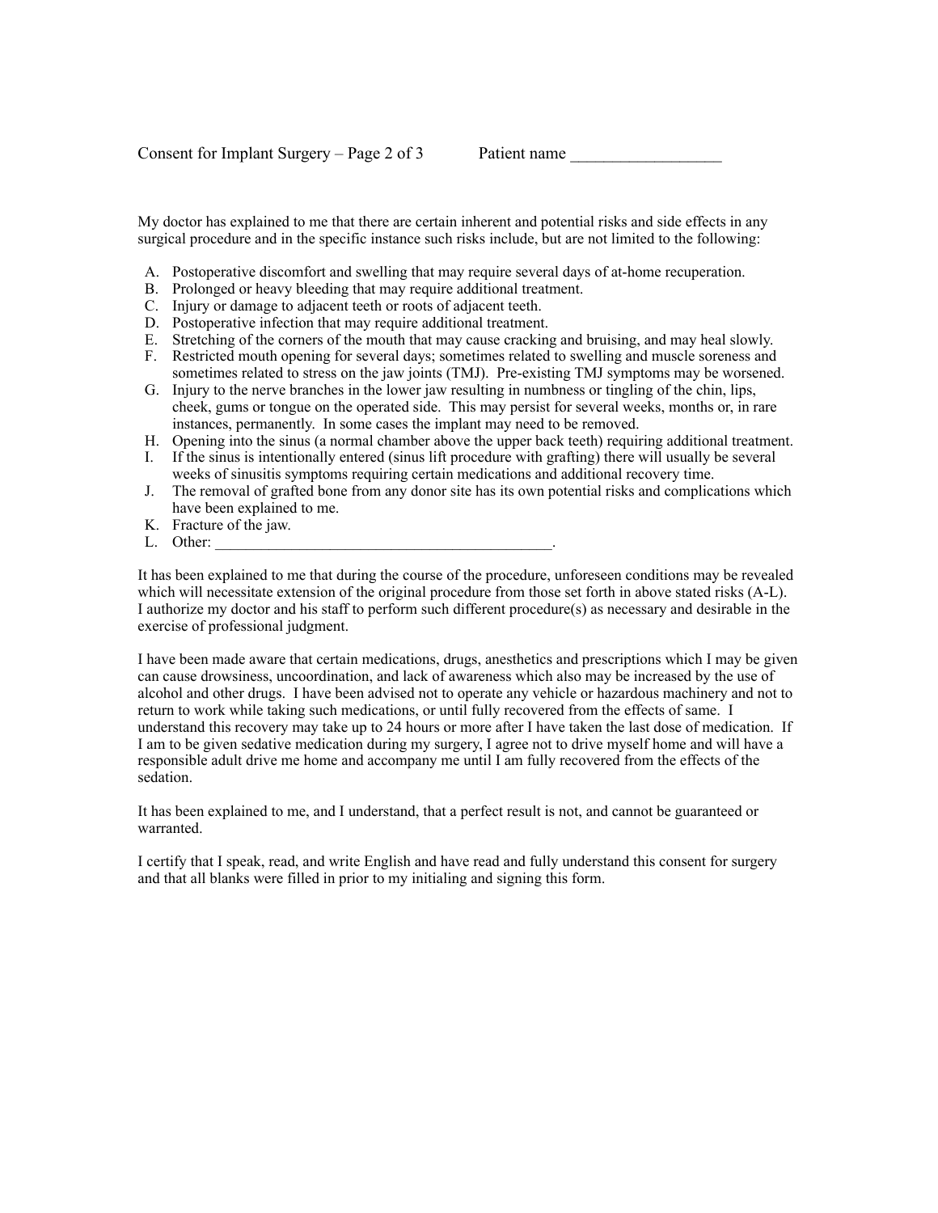My doctor has explained to me that there are certain inherent and potential risks and side effects in any surgical procedure and in the specific instance such risks include, but are not limited to the following:

A. Postoperative discomfort and swelling that may require several days of at-home recuperation.
B. Prolonged or heavy bleeding that may require additional treatment.
C. Injury or damage to adjacent teeth or roots of adjacent teeth.
D. Postoperative infection that may require additional treatment.
E. Stretching of the corners of the mouth that may cause cracking and bruising, and may heal slowly.
F. Restricted mouth opening for several days; sometimes related to swelling and muscle soreness and sometimes related to stress on the jaw joints (TMJ). Pre-existing TMJ symptoms may be worsened.
G. Injury to the nerve branches in the lower jaw resulting in numbness or tingling of the chin, lips, cheek, gums or tongue on the operated side. This may persist for several weeks, months or, in rare instances, permanently. In some cases the implant may need to be removed.
H. Opening into the sinus (a normal chamber above the upper back teeth) requiring additional treatment.
I. If the sinus is intentionally entered (sinus lift procedure with grafting) there will usually be several weeks of sinusitis symptoms requiring certain medications and additional recovery time.
J. The removal of grafted bone from any donor site has its own potential risks and complications which have been explained to me.
K. Fracture of the jaw.
L. Other: ____________________________________________.

It has been explained to me that during the course of the procedure, unforeseen conditions may be revealed which will necessitate extension of the original procedure from those set forth in above stated risks (A-L). I authorize my doctor and his staff to perform such different procedure(s) as necessary and desirable in the exercise of professional judgment.

I have been made aware that certain medications, drugs, anesthetics and prescriptions which I may be given can cause drowsiness, uncoordination, and lack of awareness which also may be increased by the use of alcohol and other drugs. I have been advised not to operate any vehicle or hazardous machinery and not to return to work while taking such medications, or until fully recovered from the effects of same. I understand this recovery may take up to 24 hours or more after I have taken the last dose of medication. If I am to be given sedative medication during my surgery, I agree not to drive myself home and will have a responsible adult drive me home and accompany me until I am fully recovered from the effects of the sedation.

It has been explained to me, and I understand, that a perfect result is not, and cannot be guaranteed or warranted.

I certify that I speak, read, and write English and have read and fully understand this consent for surgery and that all blanks were filled in prior to my initialing and signing this form.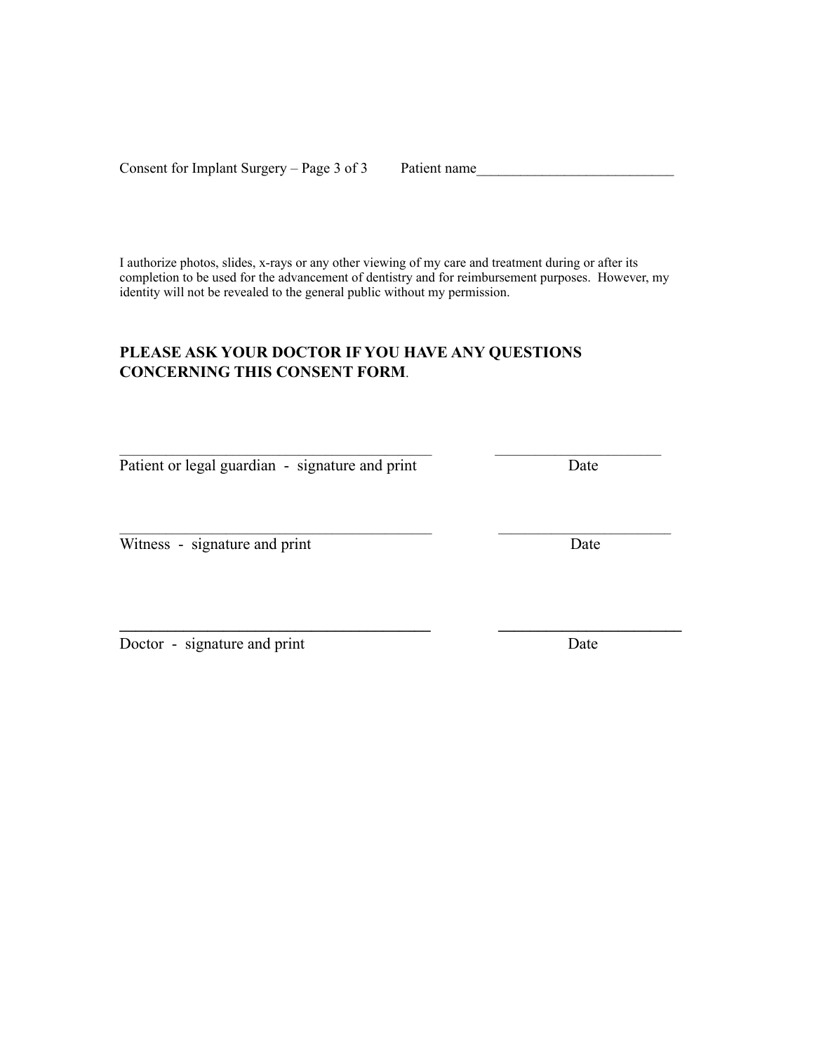Consent for Implant Surgery – Page 3 of 3 Patient name___________________________

I authorize photos, slides, x-rays or any other viewing of my care and treatment during or after its completion to be used for the advancement of dentistry and for reimbursement purposes. However, my identity will not be revealed to the general public without my permission.

**PLEASE ASK YOUR DOCTOR IF YOU HAVE ANY QUESTIONS CONCERNING THIS CONSENT FORM**.

___________________________________________ ______________________

Patient or legal guardian - signature and print Date

___________________________________________ ______________________

Witness - signature and print Date

___________________________________________ ______________________

Doctor - signature and print Date